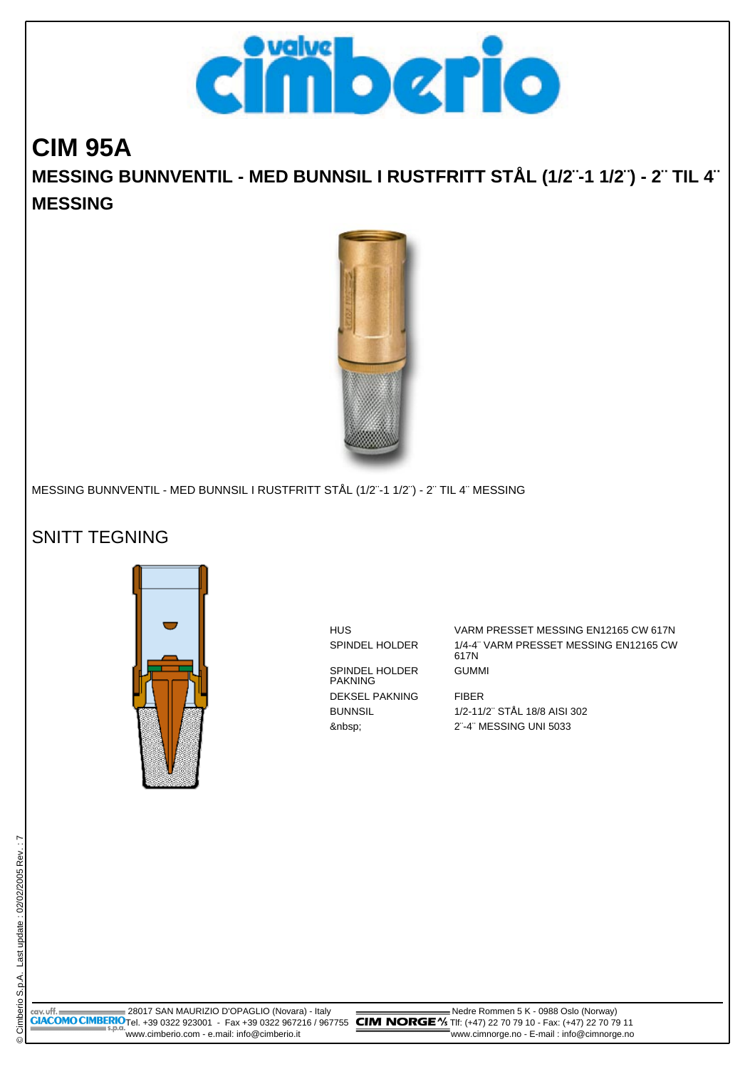# CIM 95A

## MESSING BUNNVENTIL - MED BUNNSIL I RUSTFRITT STÅL (1/2¨-1 1/2¨) - 2¨ TIL 4¨ MESSING

MESSING BUNNVENTIL - MED BUNNSIL I RUSTFRITT STÅL (1/2¨-1 1/2¨) - 2¨ TIL 4¨ MESSING

## SNITT TEGNING

| | |
|---|---|
| HUS | VARM PRESSET MESSING EN12165 CW 617N |
| SPINDEL HOLDER | 1/4-4¨ VARM PRESSET MESSING EN12165 CW 617N |
| SPINDEL HOLDER PAKNING | GUMMI |
| DEKSEL PAKNING | FIBER |
| BUNNSIL | 1/2-11/2¨ STÅL 18/8 AISI 302 |
| &nbsp; | 2¨-4¨ MESSING UNI 5033 |

cav. uff. GIACOMO CIMBERIO s.p.a. 28017 SAN MAURIZIO D'OPAGLIO (Novara) - Italy Tel. +39 0322 923001 - Fax +39 0322 967216 / 967755 www.cimberio.com - e.mail: info@cimberio.it

CIM NORGE Nedre Rommen 5 K - 0988 Oslo (Norway) Tlf: (+47) 22 70 79 10 - Fax: (+47) 22 70 79 11 www.cimnorge.no - E-mail : info@cimnorge.no

© Cimberio S.p.A. Last update : 02/02/2005 Rev. : 7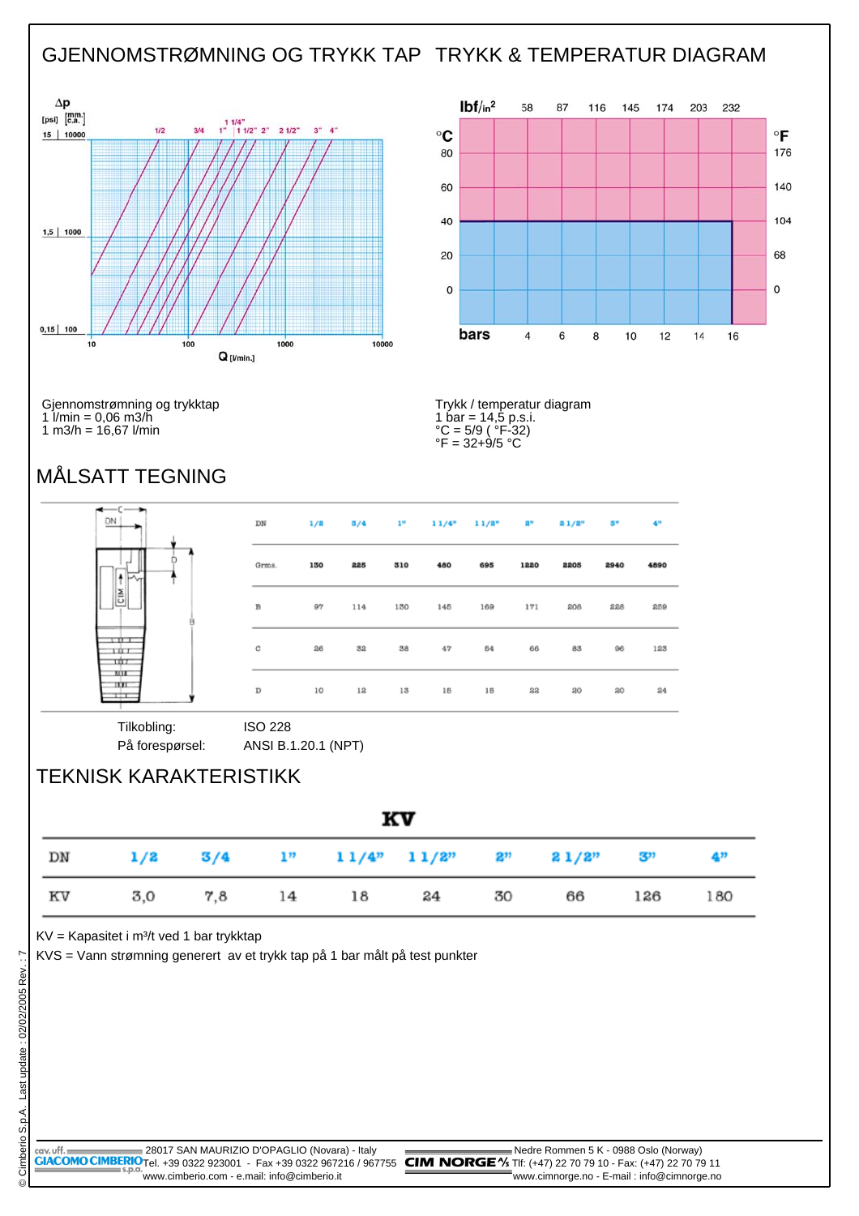# GJENNOMSTRØMNING OG TRYKK TAP

Δp
[psi] [mm. c.a.]
15 | 10000
1,5 | 1000
0,15 | 100

1/2 3/4 1" 1 1/4" 1 1/2" 2" 2 1/2" 3" 4"

10 100 1000 10000
Q [l/min.]

Gjennomstrømning og trykktap
1 l/min = 0,06 m3/h
1 m3/h = 16,67 l/min

# TRYKK & TEMPERATUR DIAGRAM

lbf/in²: 58 87 116 145 174 203 232
°C: 80 60 40 20 0
°F: 176 140 104 68 0
bars: 4 6 8 10 12 14 16

Trykk / temperatur diagram
1 bar = 14,5 p.s.i.
°C = 5/9 ( °F-32)
°F = 32+9/5 °C

# MÅLSATT TEGNING

C
DN
D
B

| DN | 1/2 | 3/4 | 1" | 1 1/4" | 1 1/2" | 2" | 2 1/2" | 3" | 4" |
|---|---|---|---|---|---|---|---|---|---|
| Grms. | 130 | 225 | 310 | 480 | 695 | 1220 | 2205 | 2940 | 4890 |
| B | 97 | 114 | 130 | 145 | 169 | 171 | 208 | 228 | 259 |
| C | 26 | 32 | 38 | 47 | 54 | 66 | 83 | 96 | 123 |
| D | 10 | 12 | 13 | 15 | 15 | 22 | 20 | 20 | 24 |

Tilkobling: ISO 228
På forespørsel: ANSI B.1.20.1 (NPT)

# TEKNISK KARAKTERISTIKK

**KV**

| DN | 1/2 | 3/4 | 1" | 1 1/4" | 1 1/2" | 2" | 2 1/2" | 3" | 4" |
|---|---|---|---|---|---|---|---|---|---|
| KV | 3,0 | 7,8 | 14 | 18 | 24 | 30 | 66 | 126 | 180 |

KV = Kapasitet i m³/t ved 1 bar trykktap
KVS = Vann strømning generert av et trykk tap på 1 bar målt på test punkter

© Cimberio S.p.A. Last update : 02/02/2005 Rev. : 7

cav. uff. GIACOMO CIMBERIO s.p.a. 28017 SAN MAURIZIO D'OPAGLIO (Novara) - Italy
Tel. +39 0322 923001 - Fax +39 0322 967216 / 967755
www.cimberio.com - e.mail: info@cimberio.it

CIM NORGE Nedre Rommen 5 K - 0988 Oslo (Norway)
Tlf: (+47) 22 70 79 10 - Fax: (+47) 22 70 79 11
www.cimnorge.no - E-mail : info@cimnorge.no